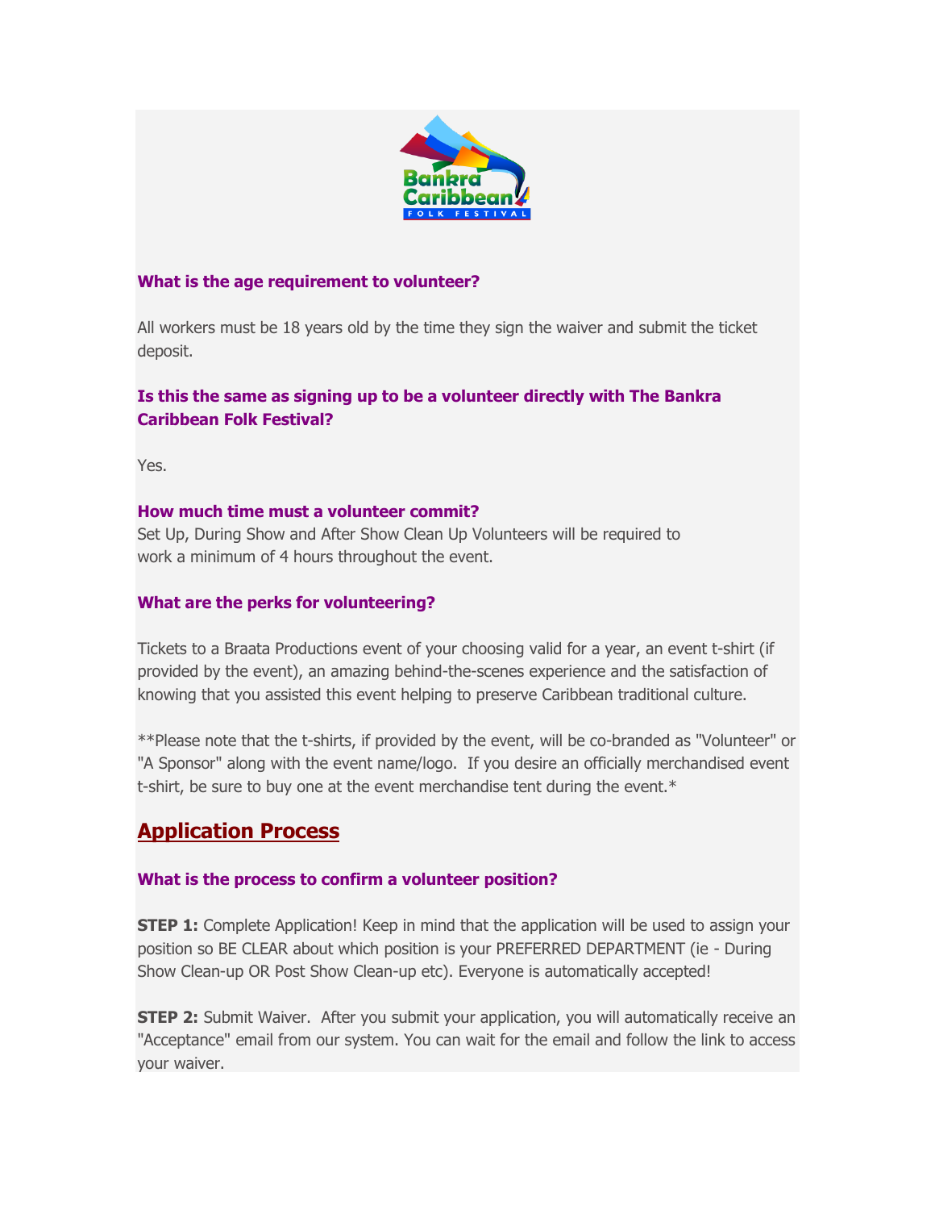### What is the age requirement to volunteer?

All workers must be 18 years old by the time they sign the waiver and submit the ticket deposit.

### Is this the same as signing up to be a volunteer directly with The Bankra Caribbean Folk Festival?

Yes.

### How much time must a volunteer commit?

Set Up, During Show and After Show Clean Up Volunteers will be required to work a minimum of 4 hours throughout the event.

### What are the perks for volunteering?

Tickets to a Braata Productions event of your choosing valid for a year, an event t-shirt (if provided by the event), an amazing behind-the-scenes experience and the satisfaction of knowing that you assisted this event helping to preserve Caribbean traditional culture.

**Please note that the t-shirts, if provided by the event, will be co-branded as "Volunteer" or "A Sponsor" along with the event name/logo. If you desire an officially merchandised event t-shirt, be sure to buy one at the event merchandise tent during the event.*

## Application Process

### What is the process to confirm a volunteer position?

**STEP 1:** Complete Application! Keep in mind that the application will be used to assign your position so BE CLEAR about which position is your PREFERRED DEPARTMENT (ie - During Show Clean-up OR Post Show Clean-up etc). Everyone is automatically accepted!

**STEP 2:** Submit Waiver. After you submit your application, you will automatically receive an "Acceptance" email from our system. You can wait for the email and follow the link to access your waiver.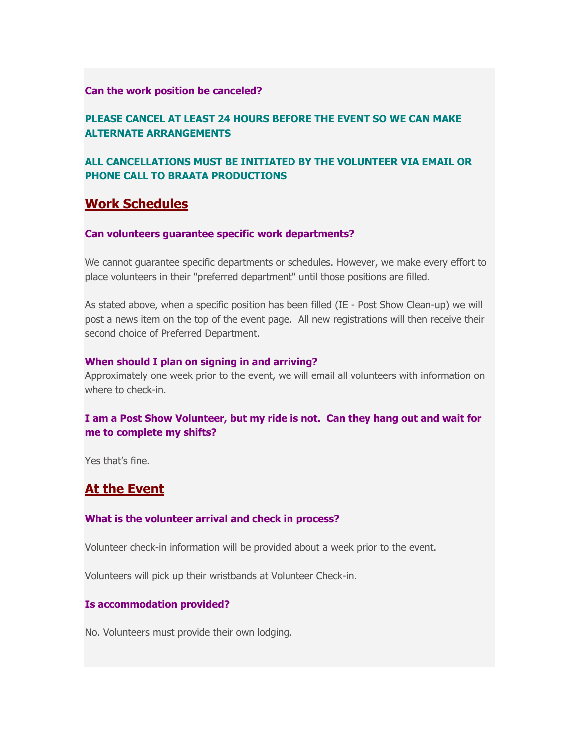**Can the work position be canceled?**

**PLEASE CANCEL AT LEAST 24 HOURS BEFORE THE EVENT SO WE CAN MAKE ALTERNATE ARRANGEMENTS**

**ALL CANCELLATIONS MUST BE INITIATED BY THE VOLUNTEER VIA EMAIL OR PHONE CALL TO BRAATA PRODUCTIONS**

## Work Schedules

**Can volunteers guarantee specific work departments?**

We cannot guarantee specific departments or schedules. However, we make every effort to place volunteers in their "preferred department" until those positions are filled.

As stated above, when a specific position has been filled (IE - Post Show Clean-up) we will post a news item on the top of the event page.  All new registrations will then receive their second choice of Preferred Department.

**When should I plan on signing in and arriving?**

Approximately one week prior to the event, we will email all volunteers with information on where to check-in.

**I am a Post Show Volunteer, but my ride is not.  Can they hang out and wait for me to complete my shifts?**

Yes that's fine.

## At the Event

**What is the volunteer arrival and check in process?**

Volunteer check-in information will be provided about a week prior to the event.

Volunteers will pick up their wristbands at Volunteer Check-in.

**Is accommodation provided?**

No. Volunteers must provide their own lodging.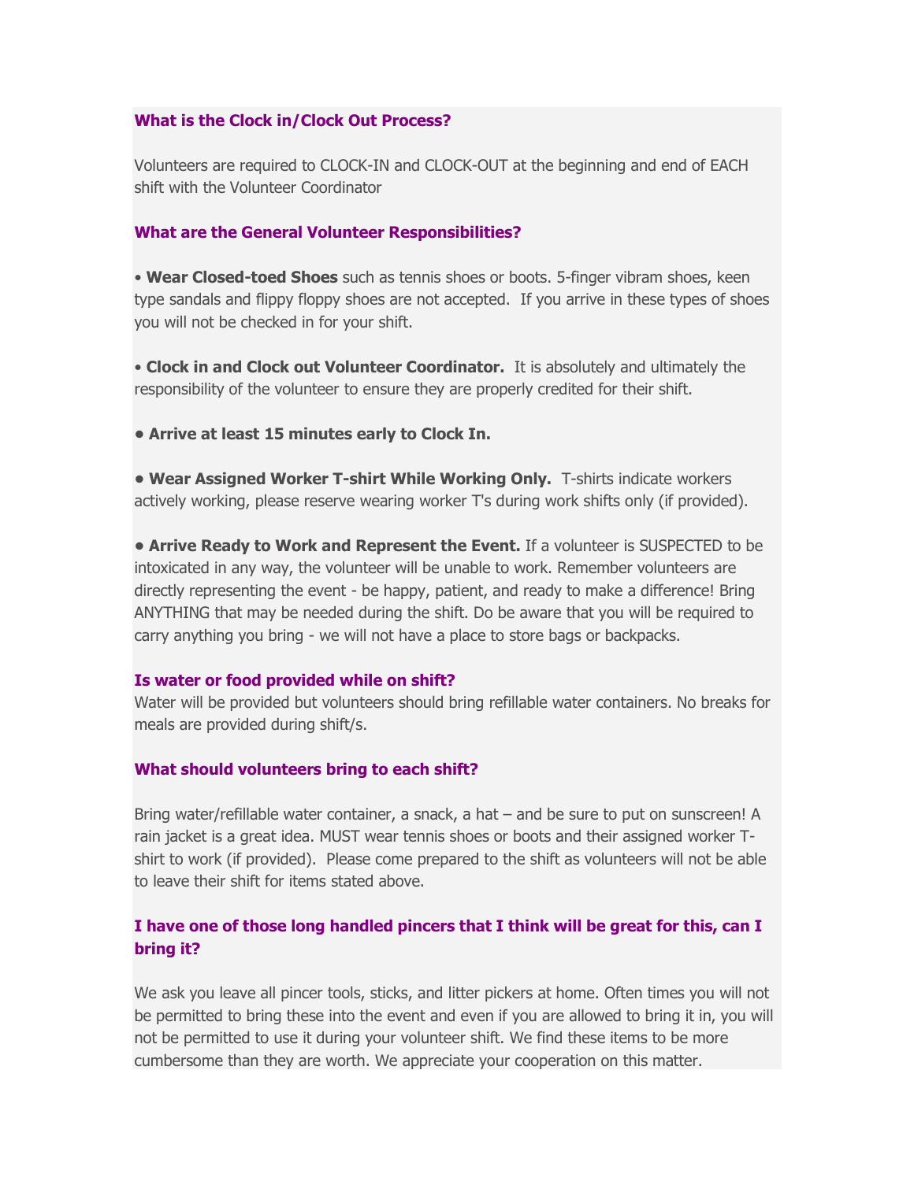### What is the Clock in/Clock Out Process?

Volunteers are required to CLOCK-IN and CLOCK-OUT at the beginning and end of EACH shift with the Volunteer Coordinator

### What are the General Volunteer Responsibilities?

• **Wear Closed-toed Shoes** such as tennis shoes or boots. 5-finger vibram shoes, keen type sandals and flippy floppy shoes are not accepted. If you arrive in these types of shoes you will not be checked in for your shift.

• **Clock in and Clock out Volunteer Coordinator.** It is absolutely and ultimately the responsibility of the volunteer to ensure they are properly credited for their shift.

**• Arrive at least 15 minutes early to Clock In.**

**• Wear Assigned Worker T-shirt While Working Only.** T-shirts indicate workers actively working, please reserve wearing worker T's during work shifts only (if provided).

**• Arrive Ready to Work and Represent the Event.** If a volunteer is SUSPECTED to be intoxicated in any way, the volunteer will be unable to work. Remember volunteers are directly representing the event - be happy, patient, and ready to make a difference! Bring ANYTHING that may be needed during the shift. Do be aware that you will be required to carry anything you bring - we will not have a place to store bags or backpacks.

### Is water or food provided while on shift?

Water will be provided but volunteers should bring refillable water containers. No breaks for meals are provided during shift/s.

### What should volunteers bring to each shift?

Bring water/refillable water container, a snack, a hat – and be sure to put on sunscreen! A rain jacket is a great idea. MUST wear tennis shoes or boots and their assigned worker T-shirt to work (if provided). Please come prepared to the shift as volunteers will not be able to leave their shift for items stated above.

### I have one of those long handled pincers that I think will be great for this, can I bring it?

We ask you leave all pincer tools, sticks, and litter pickers at home. Often times you will not be permitted to bring these into the event and even if you are allowed to bring it in, you will not be permitted to use it during your volunteer shift. We find these items to be more cumbersome than they are worth. We appreciate your cooperation on this matter.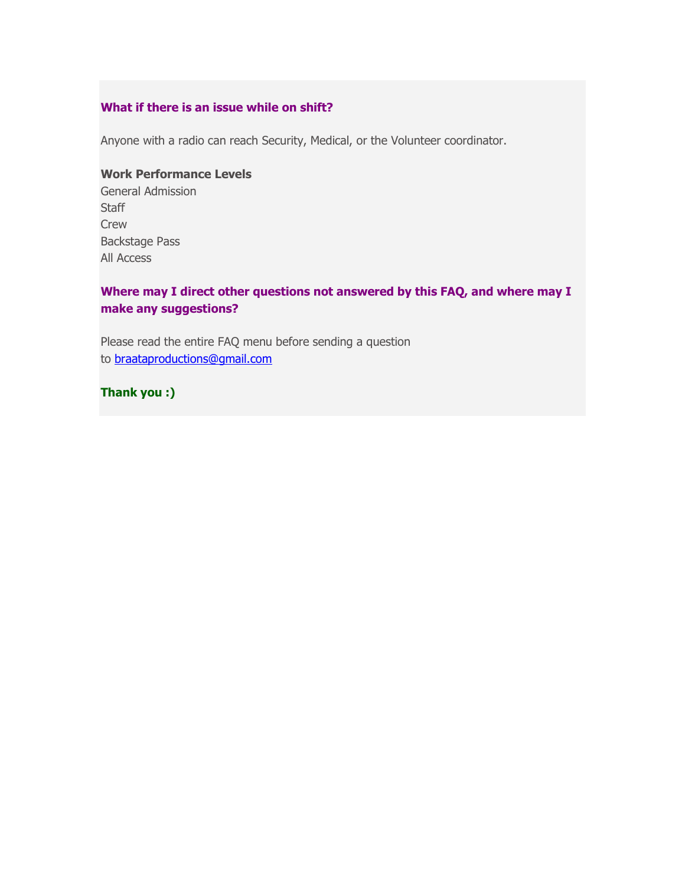### What if there is an issue while on shift?

Anyone with a radio can reach Security, Medical, or the Volunteer coordinator.

**Work Performance Levels**
General Admission
Staff
Crew
Backstage Pass
All Access

### Where may I direct other questions not answered by this FAQ, and where may I make any suggestions?

Please read the entire FAQ menu before sending a question to braataproductions@gmail.com

**Thank you :)**